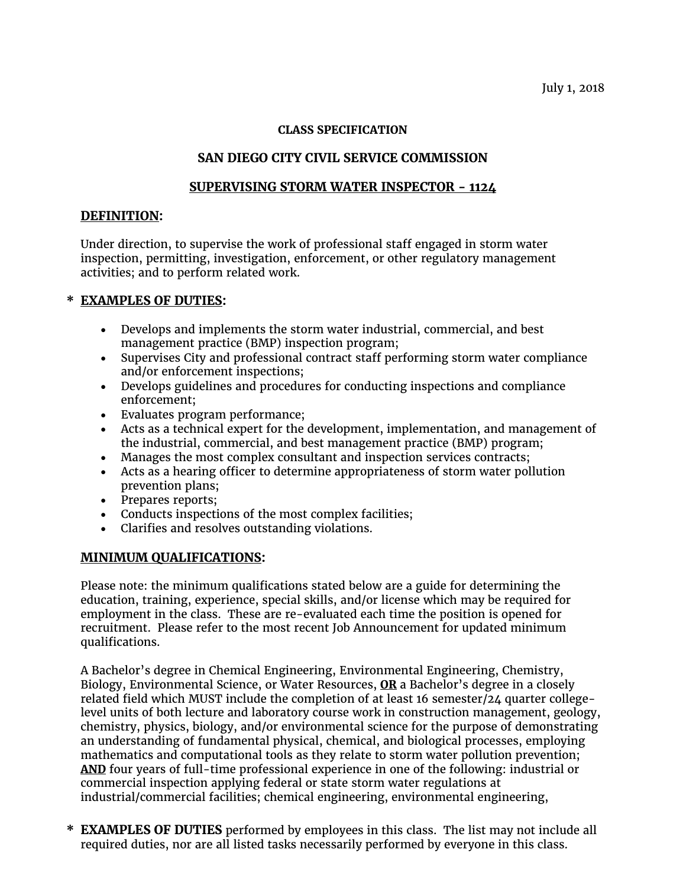July 1, 2018

**CLASS SPECIFICATION**

**SAN DIEGO CITY CIVIL SERVICE COMMISSION**

## SUPERVISING STORM WATER INSPECTOR - 1124

### DEFINITION:

Under direction, to supervise the work of professional staff engaged in storm water inspection, permitting, investigation, enforcement, or other regulatory management activities; and to perform related work.

### * EXAMPLES OF DUTIES:

- Develops and implements the storm water industrial, commercial, and best management practice (BMP) inspection program;
- Supervises City and professional contract staff performing storm water compliance and/or enforcement inspections;
- Develops guidelines and procedures for conducting inspections and compliance enforcement;
- Evaluates program performance;
- Acts as a technical expert for the development, implementation, and management of the industrial, commercial, and best management practice (BMP) program;
- Manages the most complex consultant and inspection services contracts;
- Acts as a hearing officer to determine appropriateness of storm water pollution prevention plans;
- Prepares reports;
- Conducts inspections of the most complex facilities;
- Clarifies and resolves outstanding violations.

### MINIMUM QUALIFICATIONS:

Please note: the minimum qualifications stated below are a guide for determining the education, training, experience, special skills, and/or license which may be required for employment in the class. These are re-evaluated each time the position is opened for recruitment. Please refer to the most recent Job Announcement for updated minimum qualifications.

A Bachelor's degree in Chemical Engineering, Environmental Engineering, Chemistry, Biology, Environmental Science, or Water Resources, **OR** a Bachelor's degree in a closely related field which MUST include the completion of at least 16 semester/24 quarter college-level units of both lecture and laboratory course work in construction management, geology, chemistry, physics, biology, and/or environmental science for the purpose of demonstrating an understanding of fundamental physical, chemical, and biological processes, employing mathematics and computational tools as they relate to storm water pollution prevention; **AND** four years of full-time professional experience in one of the following: industrial or commercial inspection applying federal or state storm water regulations at industrial/commercial facilities; chemical engineering, environmental engineering,

\* **EXAMPLES OF DUTIES** performed by employees in this class. The list may not include all required duties, nor are all listed tasks necessarily performed by everyone in this class.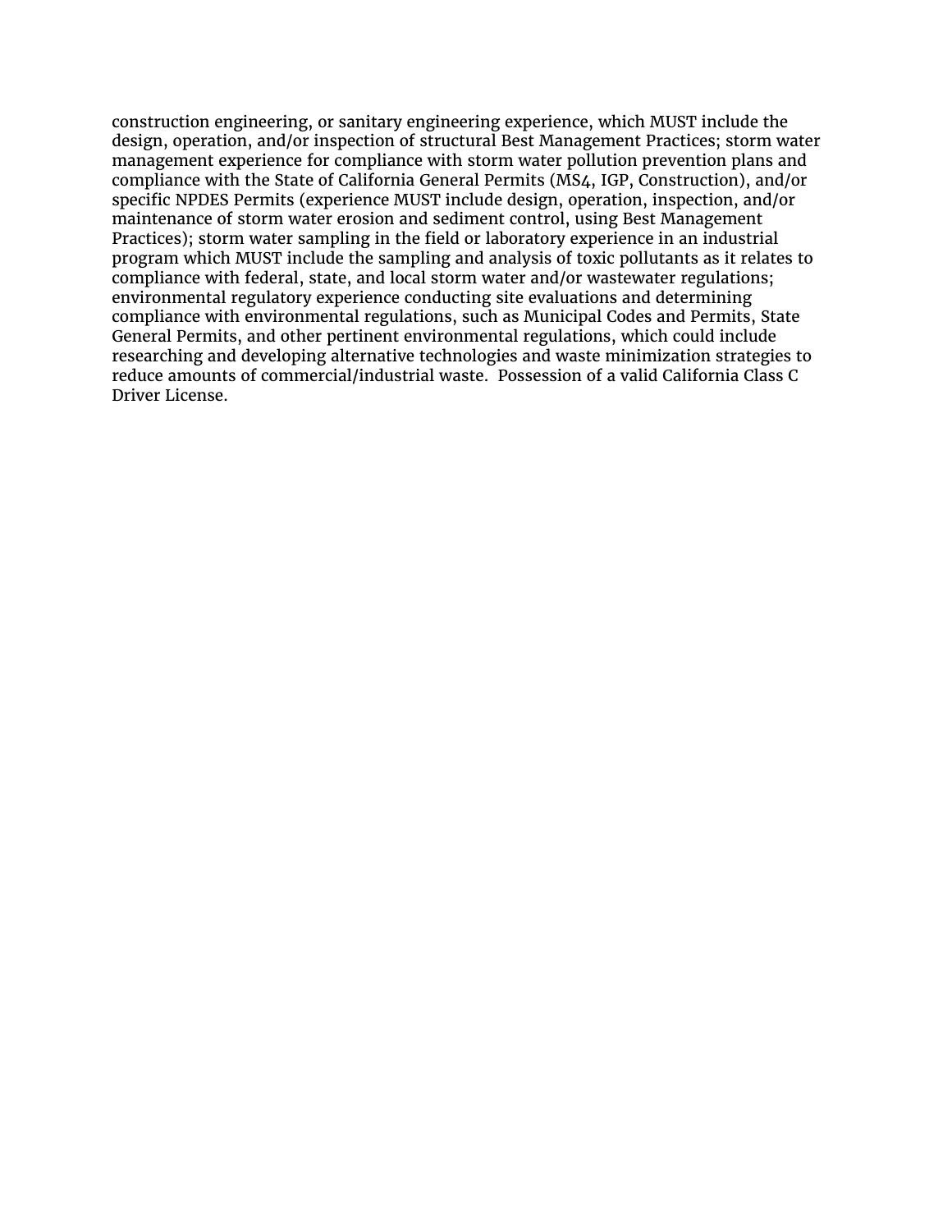construction engineering, or sanitary engineering experience, which MUST include the design, operation, and/or inspection of structural Best Management Practices; storm water management experience for compliance with storm water pollution prevention plans and compliance with the State of California General Permits (MS4, IGP, Construction), and/or specific NPDES Permits (experience MUST include design, operation, inspection, and/or maintenance of storm water erosion and sediment control, using Best Management Practices); storm water sampling in the field or laboratory experience in an industrial program which MUST include the sampling and analysis of toxic pollutants as it relates to compliance with federal, state, and local storm water and/or wastewater regulations; environmental regulatory experience conducting site evaluations and determining compliance with environmental regulations, such as Municipal Codes and Permits, State General Permits, and other pertinent environmental regulations, which could include researching and developing alternative technologies and waste minimization strategies to reduce amounts of commercial/industrial waste. Possession of a valid California Class C Driver License.